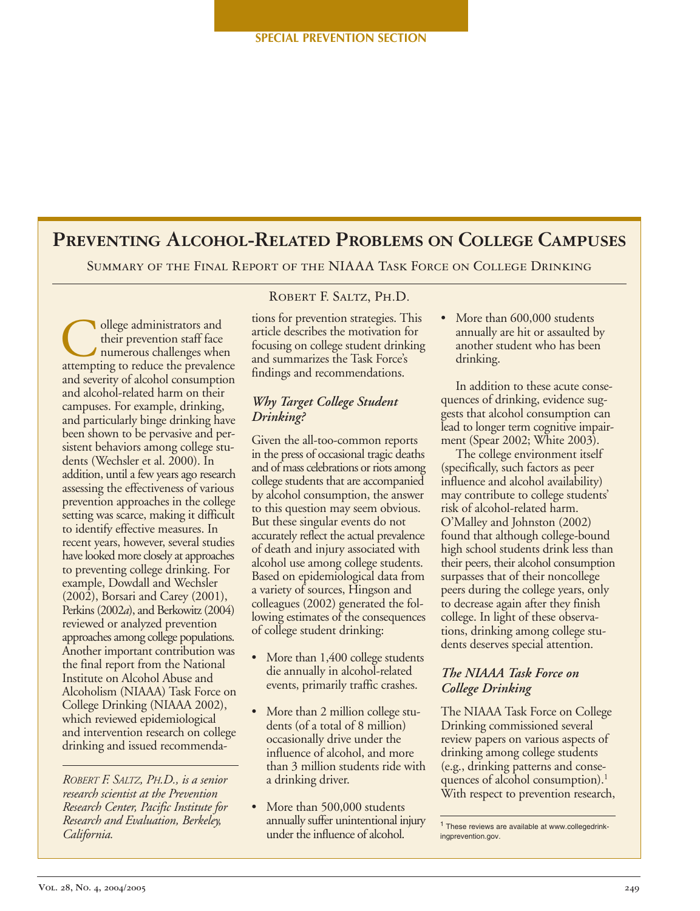SPECIAL PREVENTION SECTION

# Preventing Alcohol-Related Problems on College Campuses

## Summary of the Final Report of the NIAAA Task Force on College Drinking

Robert F. Saltz, Ph.D.

College administrators and their prevention staff face numerous challenges when attempting to reduce the prevalence and severity of alcohol consumption and alcohol-related harm on their campuses. For example, drinking, and particularly binge drinking have been shown to be pervasive and persistent behaviors among college students (Wechsler et al. 2000). In addition, until a few years ago research assessing the effectiveness of various prevention approaches in the college setting was scarce, making it difficult to identify effective measures. In recent years, however, several studies have looked more closely at approaches to preventing college drinking. For example, Dowdall and Wechsler (2002), Borsari and Carey (2001), Perkins (2002*a*), and Berkowitz (2004) reviewed or analyzed prevention approaches among college populations. Another important contribution was the final report from the National Institute on Alcohol Abuse and Alcoholism (NIAAA) Task Force on College Drinking (NIAAA 2002), which reviewed epidemiological and intervention research on college drinking and issued recommendations for prevention strategies. This article describes the motivation for focusing on college student drinking and summarizes the Task Force's findings and recommendations.

*Robert F. Saltz, Ph.D., is a senior research scientist at the Prevention Research Center, Pacific Institute for Research and Evaluation, Berkeley, California.*

### Why Target College Student Drinking?

Given the all-too-common reports in the press of occasional tragic deaths and of mass celebrations or riots among college students that are accompanied by alcohol consumption, the answer to this question may seem obvious. But these singular events do not accurately reflect the actual prevalence of death and injury associated with alcohol use among college students. Based on epidemiological data from a variety of sources, Hingson and colleagues (2002) generated the following estimates of the consequences of college student drinking:

- More than 1,400 college students die annually in alcohol-related events, primarily traffic crashes.
- More than 2 million college students (of a total of 8 million) occasionally drive under the influence of alcohol, and more than 3 million students ride with a drinking driver.
- More than 500,000 students annually suffer unintentional injury under the influence of alcohol.
- More than 600,000 students annually are hit or assaulted by another student who has been drinking.

In addition to these acute consequences of drinking, evidence suggests that alcohol consumption can lead to longer term cognitive impairment (Spear 2002; White 2003).

The college environment itself (specifically, such factors as peer influence and alcohol availability) may contribute to college students' risk of alcohol-related harm. O'Malley and Johnston (2002) found that although college-bound high school students drink less than their peers, their alcohol consumption surpasses that of their noncollege peers during the college years, only to decrease again after they finish college. In light of these observations, drinking among college students deserves special attention.

### The NIAAA Task Force on College Drinking

The NIAAA Task Force on College Drinking commissioned several review papers on various aspects of drinking among college students (e.g., drinking patterns and consequences of alcohol consumption).[1] With respect to prevention research,

[1] These reviews are available at www.collegedrinkingprevention.gov.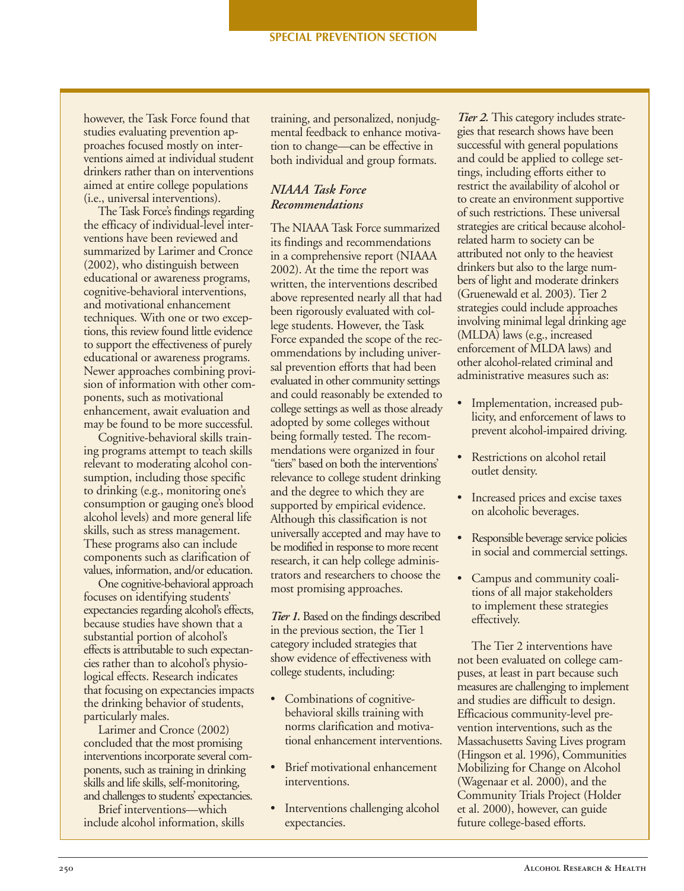however, the Task Force found that studies evaluating prevention approaches focused mostly on interventions aimed at individual student drinkers rather than on interventions aimed at entire college populations (i.e., universal interventions).

The Task Force's findings regarding the efficacy of individual-level interventions have been reviewed and summarized by Larimer and Cronce (2002), who distinguish between educational or awareness programs, cognitive-behavioral interventions, and motivational enhancement techniques. With one or two exceptions, this review found little evidence to support the effectiveness of purely educational or awareness programs. Newer approaches combining provision of information with other components, such as motivational enhancement, await evaluation and may be found to be more successful.

Cognitive-behavioral skills training programs attempt to teach skills relevant to moderating alcohol consumption, including those specific to drinking (e.g., monitoring one's consumption or gauging one's blood alcohol levels) and more general life skills, such as stress management. These programs also can include components such as clarification of values, information, and/or education.

One cognitive-behavioral approach focuses on identifying students' expectancies regarding alcohol's effects, because studies have shown that a substantial portion of alcohol's effects is attributable to such expectancies rather than to alcohol's physiological effects. Research indicates that focusing on expectancies impacts the drinking behavior of students, particularly males.

Larimer and Cronce (2002) concluded that the most promising interventions incorporate several components, such as training in drinking skills and life skills, self-monitoring, and challenges to students' expectancies.

Brief interventions—which include alcohol information, skills training, and personalized, nonjudgmental feedback to enhance motivation to change—can be effective in both individual and group formats.

### *NIAAA Task Force Recommendations*

The NIAAA Task Force summarized its findings and recommendations in a comprehensive report (NIAAA 2002). At the time the report was written, the interventions described above represented nearly all that had been rigorously evaluated with college students. However, the Task Force expanded the scope of the recommendations by including universal prevention efforts that had been evaluated in other community settings and could reasonably be extended to college settings as well as those already adopted by some colleges without being formally tested. The recommendations were organized in four "tiers" based on both the interventions' relevance to college student drinking and the degree to which they are supported by empirical evidence. Although this classification is not universally accepted and may have to be modified in response to more recent research, it can help college administrators and researchers to choose the most promising approaches.

***Tier 1.*** Based on the findings described in the previous section, the Tier 1 category included strategies that show evidence of effectiveness with college students, including:

- Combinations of cognitive-behavioral skills training with norms clarification and motivational enhancement interventions.
- Brief motivational enhancement interventions.
- Interventions challenging alcohol expectancies.

***Tier 2.*** This category includes strategies that research shows have been successful with general populations and could be applied to college settings, including efforts either to restrict the availability of alcohol or to create an environment supportive of such restrictions. These universal strategies are critical because alcohol-related harm to society can be attributed not only to the heaviest drinkers but also to the large numbers of light and moderate drinkers (Gruenewald et al. 2003). Tier 2 strategies could include approaches involving minimal legal drinking age (MLDA) laws (e.g., increased enforcement of MLDA laws) and other alcohol-related criminal and administrative measures such as:

- Implementation, increased publicity, and enforcement of laws to prevent alcohol-impaired driving.
- Restrictions on alcohol retail outlet density.
- Increased prices and excise taxes on alcoholic beverages.
- Responsible beverage service policies in social and commercial settings.
- Campus and community coalitions of all major stakeholders to implement these strategies effectively.

The Tier 2 interventions have not been evaluated on college campuses, at least in part because such measures are challenging to implement and studies are difficult to design. Efficacious community-level prevention interventions, such as the Massachusetts Saving Lives program (Hingson et al. 1996), Communities Mobilizing for Change on Alcohol (Wagenaar et al. 2000), and the Community Trials Project (Holder et al. 2000), however, can guide future college-based efforts.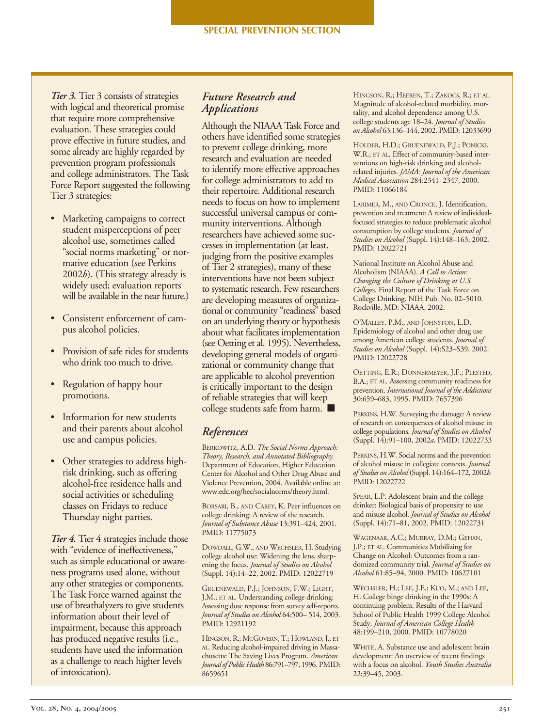*Tier 3.* Tier 3 consists of strategies with logical and theoretical promise that require more comprehensive evaluation. These strategies could prove effective in future studies, and some already are highly regarded by prevention program professionals and college administrators. The Task Force Report suggested the following Tier 3 strategies:

- Marketing campaigns to correct student misperceptions of peer alcohol use, sometimes called "social norms marketing" or normative education (see Perkins 2002*b*). (This strategy already is widely used; evaluation reports will be available in the near future.)
- Consistent enforcement of campus alcohol policies.
- Provision of safe rides for students who drink too much to drive.
- Regulation of happy hour promotions.
- Information for new students and their parents about alcohol use and campus policies.
- Other strategies to address high-risk drinking, such as offering alcohol-free residence halls and social activities or scheduling classes on Fridays to reduce Thursday night parties.

*Tier 4.* Tier 4 strategies include those with "evidence of ineffectiveness," such as simple educational or awareness programs used alone, without any other strategies or components. The Task Force warned against the use of breathalyzers to give students information about their level of impairment, because this approach has produced negative results (i.e., students have used the information as a challenge to reach higher levels of intoxication).

## *Future Research and Applications*

Although the NIAAA Task Force and others have identified some strategies to prevent college drinking, more research and evaluation are needed to identify more effective approaches for college administrators to add to their repertoire. Additional research needs to focus on how to implement successful universal campus or community interventions. Although researchers have achieved some successes in implementation (at least, judging from the positive examples of Tier 2 strategies), many of these interventions have not been subject to systematic research. Few researchers are developing measures of organizational or community "readiness" based on an underlying theory or hypothesis about what facilitates implementation (see Oetting et al. 1995). Nevertheless, developing general models of organizational or community change that are applicable to alcohol prevention is critically important to the design of reliable strategies that will keep college students safe from harm. ■

## *References*

BERKOWITZ, A.D. *The Social Norms Approach: Theory, Research, and Annotated Bibliography.* Department of Education, Higher Education Center for Alcohol and Other Drug Abuse and Violence Prevention, 2004. Available online at: www.edc.org/hec/socialnorms/theory.html.

BORSARI, B., AND CAREY, K. Peer influences on college drinking: A review of the research. *Journal of Substance Abuse* 13:391–424, 2001. PMID: 11775073

DOWDALL, G.W., AND WECHSLER, H. Studying college alcohol use: Widening the lens, sharpening the focus. *Journal of Studies on Alcohol* (Suppl. 14):14–22, 2002. PMID: 12022719

GRUENEWALD, P.J.; JOHNSON, F.W.; LIGHT, J.M.; ET AL. Understanding college drinking: Assessing dose response from survey self-reports. *Journal of Studies on Alcohol* 64:500– 514, 2003. PMID: 12921192

HINGSON, R.; MCGOVERN, T.; HOWLAND, J.; ET AL. Reducing alcohol-impaired driving in Massachusetts: The Saving Lives Program. *American Journal of Public Health* 86:791–797, 1996. PMID: 8659651

HINGSON, R.; HEEREN, T.; ZAKOCS, R.; ET AL. Magnitude of alcohol-related morbidity, mortality, and alcohol dependence among U.S. college students age 18–24. *Journal of Studies on Alcohol* 63:136–144, 2002. PMID: 12033690

HOLDER, H.D.; GRUENEWALD, P.J.; PONICKI, W.R.; ET AL. Effect of community-based interventions on high-risk drinking and alcohol-related injuries. *JAMA: Journal of the American Medical Association* 284:2341–2347, 2000. PMID: 11066184

LARIMER, M., AND CRONCE, J. Identification, prevention and treatment: A review of individual-focused strategies to reduce problematic alcohol consumption by college students. *Journal of Studies on Alcohol* (Suppl. 14):148–163, 2002. PMID: 12022721

National Institute on Alcohol Abuse and Alcoholism (NIAAA). *A Call to Action: Changing the Culture of Drinking at U.S. Colleges.* Final Report of the Task Force on College Drinking. NIH Pub. No. 02–5010. Rockville, MD: NIAAA, 2002.

O'MALLEY, P.M., AND JOHNSTON, L.D. Epidemiology of alcohol and other drug use among American college students. *Journal of Studies on Alcohol* (Suppl. 14):S23–S39, 2002. PMID: 12022728

OETTING, E.R.; DONNERMEYER, J.F.; PLESTED, B.A.; ET AL. Assessing community readiness for prevention. *International Journal of the Addictions* 30:659–683, 1995. PMID: 7657396

PERKINS, H.W. Surveying the damage: A review of research on consequences of alcohol misuse in college populations. *Journal of Studies on Alcohol* (Suppl. 14):91–100, 2002*a*. PMID: 12022733

PERKINS, H.W. Social norms and the prevention of alcohol misuse in collegiate contexts. *Journal of Studies on Alcohol* (Suppl. 14):164–172, 2002*b*. PMID: 12022722

SPEAR, L.P. Adolescent brain and the college drinker: Biological basis of propensity to use and misuse alcohol. *Journal of Studies on Alcohol* (Suppl. 14):71–81, 2002. PMID: 12022731

WAGENAAR, A.C.; MURRAY, D.M.; GEHAN, J.P.; ET AL. Communities Mobilizing for Change on Alcohol: Outcomes from a randomized community trial. *Journal of Studies on Alcohol* 61:85–94, 2000. PMID: 10627101

WECHSLER, H.; LEE, J.E.; KUO, M.; AND LEE, H. College binge drinking in the 1990s: A continuing problem. Results of the Harvard School of Public Health 1999 College Alcohol Study. *Journal of American College Health* 48:199–210, 2000. PMID: 10778020

WHITE, A. Substance use and adolescent brain development: An overview of recent findings with a focus on alcohol. *Youth Studies Australia* 22:39–45, 2003.